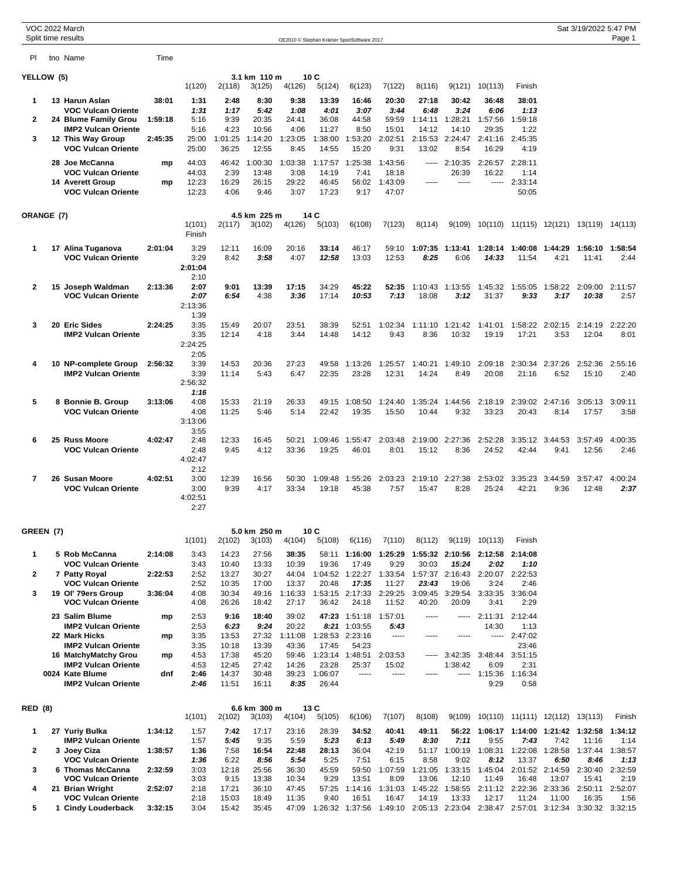VOC 2022 March
Split time results

## YELLOW (5) — 3.1 km 110 m, 10 C

| Pl | tno Name | Time | 1(120) | 2(118) | 3(125) | 4(126) | 5(124) | 6(123) | 7(122) | 8(116) | 9(121) | 10(113) | Finish |
|---|---|---|---|---|---|---|---|---|---|---|---|---|---|
| 1 | 13 **Harun Aslan** | 38:01 | 1:31 | 2:48 | 8:30 | 9:38 | 13:39 | 16:46 | 20:30 | 27:18 | 30:42 | 36:48 | 38:01 |
| | **VOC Vulcan Oriente** | | *1:31* | *1:17* | *5:42* | *1:08* | *4:01* | *3:07* | *3:44* | *6:48* | *3:24* | *6:06* | *1:13* |
| 2 | 24 **Blume Family Grou** | 1:59:18 | 5:16 | 9:39 | 20:35 | 24:41 | 36:08 | 44:58 | 59:59 | 1:14:11 | 1:28:21 | 1:57:56 | 1:59:18 |
| | **IMP2 Vulcan Oriente** | | 5:16 | 4:23 | 10:56 | 4:06 | 11:27 | 8:50 | 15:01 | 14:12 | 14:10 | 29:35 | 1:22 |
| 3 | 12 **This Way Group** | 2:45:35 | 25:00 | 1:01:25 | 1:14:20 | 1:23:05 | 1:38:00 | 1:53:20 | 2:02:51 | 2:15:53 | 2:24:47 | 2:41:16 | 2:45:35 |
| | **VOC Vulcan Oriente** | | 25:00 | 36:25 | 12:55 | 8:45 | 14:55 | 15:20 | 9:31 | 13:02 | 8:54 | 16:29 | 4:19 |
| | 28 **Joe McCanna** | mp | 44:03 | 46:42 | 1:00:30 | 1:03:38 | 1:17:57 | 1:25:38 | 1:43:56 | ----- | 2:10:35 | 2:26:57 | 2:28:11 |
| | **VOC Vulcan Oriente** | | 44:03 | 2:39 | 13:48 | 3:08 | 14:19 | 7:41 | 18:18 | ----- | 26:39 | 16:22 | 1:14 |
| | 14 **Averett Group** | mp | 12:23 | 16:29 | 26:15 | 29:22 | 46:45 | 56:02 | 1:43:09 | ----- | ----- | ----- | 2:33:14 |
| | **VOC Vulcan Oriente** | | 12:23 | 4:06 | 9:46 | 3:07 | 17:23 | 9:17 | 47:07 | | | | 50:05 |

## ORANGE (7) — 4.5 km 225 m, 14 C

| Pl | tno Name | Time | 1(101) | 2(117) | 3(102) | 4(126) | 5(103) | 6(108) | 7(123) | 8(114) | 9(109) | 10(110) | 11(115) | 12(121) | 13(119) | 14(113) | Finish |
|---|---|---|---|---|---|---|---|---|---|---|---|---|---|---|---|---|---|
| 1 | 17 **Alina Tuganova** | 2:01:04 | 3:29 | 12:11 | 16:09 | 20:16 | **33:14** | 46:17 | 59:10 | **1:07:35** | **1:13:41** | **1:28:14** | **1:40:08** | **1:44:29** | **1:56:10** | **1:58:54** | **2:01:04** |
| | **VOC Vulcan Oriente** | | 3:29 | 8:42 | *3:58* | 4:07 | *12:58* | 13:03 | 12:53 | *8:25* | 6:06 | *14:33* | 11:54 | 4:21 | 11:41 | 2:44 | 2:10 |
| 2 | 15 **Joseph Waldman** | 2:13:36 | **2:07** | **9:01** | **13:39** | **17:15** | 34:29 | **45:22** | **52:35** | 1:10:43 | 1:13:55 | 1:45:32 | 1:55:05 | 1:58:22 | 2:09:00 | 2:11:57 | 2:13:36 |
| | **VOC Vulcan Oriente** | | *2:07* | *6:54* | 4:38 | *3:36* | 17:14 | *10:53* | *7:13* | 18:08 | *3:12* | 31:37 | *9:33* | *3:17* | *10:38* | 2:57 | 1:39 |
| 3 | 20 **Eric Sides** | 2:24:25 | 3:35 | 15:49 | 20:07 | 23:51 | 38:39 | 52:51 | 1:02:34 | 1:11:10 | 1:21:42 | 1:41:01 | 1:58:22 | 2:02:15 | 2:14:19 | 2:22:20 | 2:24:25 |
| | **IMP2 Vulcan Oriente** | | 3:35 | 12:14 | 4:18 | 3:44 | 14:48 | 14:12 | 9:43 | 8:36 | 10:32 | 19:19 | 17:21 | 3:53 | 12:04 | 8:01 | 2:05 |
| 4 | 10 **NP-complete Group** | 2:56:32 | 3:39 | 14:53 | 20:36 | 27:23 | 49:58 | 1:13:26 | 1:25:57 | 1:40:21 | 1:49:10 | 2:09:18 | 2:30:34 | 2:37:26 | 2:52:36 | 2:55:16 | 2:56:32 |
| | **IMP2 Vulcan Oriente** | | 3:39 | 11:14 | 5:43 | 6:47 | 22:35 | 23:28 | 12:31 | 14:24 | 8:49 | 20:08 | 21:16 | 6:52 | 15:10 | 2:40 | *1:16* |
| 5 | 8 **Bonnie B. Group** | 3:13:06 | 4:08 | 15:33 | 21:19 | 26:33 | 49:15 | 1:08:50 | 1:24:40 | 1:35:24 | 1:44:56 | 2:18:19 | 2:39:02 | 2:47:16 | 3:05:13 | 3:09:11 | 3:13:06 |
| | **VOC Vulcan Oriente** | | 4:08 | 11:25 | 5:46 | 5:14 | 22:42 | 19:35 | 15:50 | 10:44 | 9:32 | 33:23 | 20:43 | 8:14 | 17:57 | 3:58 | 3:55 |
| 6 | 25 **Russ Moore** | 4:02:47 | 2:48 | 12:33 | 16:45 | 50:21 | 1:09:46 | 1:55:47 | 2:03:48 | 2:19:00 | 2:27:36 | 2:52:28 | 3:35:12 | 3:44:53 | 3:57:49 | 4:00:35 | 4:02:47 |
| | **VOC Vulcan Oriente** | | 2:48 | 9:45 | 4:12 | 33:36 | 19:25 | 46:01 | 8:01 | 15:12 | 8:36 | 24:52 | 42:44 | 9:41 | 12:56 | 2:46 | 2:12 |
| 7 | 26 **Susan Moore** | 4:02:51 | 3:00 | 12:39 | 16:56 | 50:30 | 1:09:48 | 1:55:26 | 2:03:23 | 2:19:10 | 2:27:38 | 2:53:02 | 3:35:23 | 3:44:59 | 3:57:47 | 4:00:24 | 4:02:51 |
| | **VOC Vulcan Oriente** | | 3:00 | 9:39 | 4:17 | 33:34 | 19:18 | 45:38 | 7:57 | 15:47 | 8:28 | 25:24 | 42:21 | 9:36 | 12:48 | *2:37* | 2:27 |

## GREEN (7) — 5.0 km 250 m, 10 C

| Pl | tno Name | Time | 1(101) | 2(102) | 3(103) | 4(104) | 5(108) | 6(116) | 7(110) | 8(112) | 9(119) | 10(113) | Finish |
|---|---|---|---|---|---|---|---|---|---|---|---|---|---|
| 1 | 5 **Rob McCanna** | 2:14:08 | 3:43 | 14:23 | 27:56 | **38:35** | 58:11 | **1:16:00** | **1:25:29** | **1:55:32** | **2:10:56** | **2:12:58** | **2:14:08** |
| | **VOC Vulcan Oriente** | | 3:43 | 10:40 | 13:33 | 10:39 | 19:36 | 17:49 | 9:29 | 30:03 | *15:24* | *2:02* | *1:10* |
| 2 | 7 **Patty Royal** | 2:22:53 | 2:52 | 13:27 | 30:27 | 44:04 | 1:04:52 | 1:22:27 | 1:33:54 | 1:57:37 | 2:16:43 | 2:20:07 | 2:22:53 |
| | **VOC Vulcan Oriente** | | 2:52 | 10:35 | 17:00 | 13:37 | 20:48 | *17:35* | 11:27 | *23:43* | 19:06 | 3:24 | 2:46 |
| 3 | 19 **Ol' 79ers Group** | 3:36:04 | 4:08 | 30:34 | 49:16 | 1:16:33 | 1:53:15 | 2:17:33 | 2:29:25 | 3:09:45 | 3:29:54 | 3:33:35 | 3:36:04 |
| | **VOC Vulcan Oriente** | | 4:08 | 26:26 | 18:42 | 27:17 | 36:42 | 24:18 | 11:52 | 40:20 | 20:09 | 3:41 | 2:29 |
| | 23 **Salim Blume** | mp | 2:53 | **9:16** | **18:40** | 39:02 | **47:23** | 1:51:18 | 1:57:01 | ----- | ----- | 2:11:31 | 2:12:44 |
| | **IMP2 Vulcan Oriente** | | 2:53 | *6:23* | *9:24* | 20:22 | *8:21* | 1:03:55 | *5:43* | | | 14:30 | 1:13 |
| | 22 **Mark Hicks** | mp | 3:35 | 13:53 | 27:32 | 1:11:08 | 1:28:53 | 2:23:16 | ----- | ----- | ----- | ----- | 2:47:02 |
| | **IMP2 Vulcan Oriente** | | 3:35 | 10:18 | 13:39 | 43:36 | 17:45 | 54:23 | | | | | 23:46 |
| | 16 **MatchyMatchy Grou** | mp | 4:53 | 17:38 | 45:20 | 59:46 | 1:23:14 | 1:48:51 | 2:03:53 | ----- | 3:42:35 | 3:48:44 | 3:51:15 |
| | **IMP2 Vulcan Oriente** | | 4:53 | 12:45 | 27:42 | 14:26 | 23:28 | 25:37 | 15:02 | | 1:38:42 | 6:09 | 2:31 |
| | 0024 **Kate Blume** | dnf | 2:46 | 14:37 | 30:48 | 39:23 | 1:06:07 | ----- | ----- | ----- | ----- | 1:15:36 | 1:16:34 |
| | **IMP2 Vulcan Oriente** | | *2:46* | 11:51 | 16:11 | *8:35* | 26:44 | | | | | 9:29 | 0:58 |

## RED (8) — 6.6 km 300 m, 13 C

| Pl | tno Name | Time | 1(101) | 2(102) | 3(103) | 4(104) | 5(105) | 6(106) | 7(107) | 8(108) | 9(109) | 10(110) | 11(111) | 12(112) | 13(113) | Finish |
|---|---|---|---|---|---|---|---|---|---|---|---|---|---|---|---|---|
| 1 | 27 **Yuriy Bulka** | 1:34:12 | 1:57 | **7:42** | 17:17 | 23:16 | 28:39 | **34:52** | **40:41** | **49:11** | **56:22** | **1:06:17** | **1:14:00** | **1:21:42** | **1:32:58** | **1:34:12** |
| | **IMP2 Vulcan Oriente** | | 1:57 | *5:45* | 9:35 | 5:59 | *5:23* | *6:13* | *5:49* | *8:30* | *7:11* | 9:55 | *7:43* | 7:42 | 11:16 | 1:14 |
| 2 | 3 **Joey Ciza** | 1:38:57 | **1:36** | 7:58 | **16:54** | **22:48** | **28:13** | 36:04 | 42:19 | 51:17 | 1:00:19 | 1:08:31 | 1:22:08 | 1:28:58 | 1:37:44 | 1:38:57 |
| | **VOC Vulcan Oriente** | | *1:36* | 6:22 | *8:56* | *5:54* | 5:25 | 7:51 | 6:15 | 8:58 | 9:02 | *8:12* | 13:37 | *6:50* | *8:46* | *1:13* |
| 3 | 6 **Thomas McCanna** | 2:32:59 | 3:03 | 12:18 | 25:56 | 36:30 | 45:59 | 59:50 | 1:07:59 | 1:21:05 | 1:33:15 | 1:45:04 | 2:01:52 | 2:14:59 | 2:30:40 | 2:32:59 |
| | **VOC Vulcan Oriente** | | 3:03 | 9:15 | 13:38 | 10:34 | 9:29 | 13:51 | 8:09 | 13:06 | 12:10 | 11:49 | 16:48 | 13:07 | 15:41 | 2:19 |
| 4 | 21 **Brian Wright** | 2:52:07 | 2:18 | 17:21 | 36:10 | 47:45 | 57:25 | 1:14:16 | 1:31:03 | 1:45:22 | 1:58:55 | 2:11:12 | 2:22:36 | 2:33:36 | 2:50:11 | 2:52:07 |
| | **VOC Vulcan Oriente** | | 2:18 | 15:03 | 18:49 | 11:35 | 9:40 | 16:51 | 16:47 | 14:19 | 13:33 | 12:17 | 11:24 | 11:00 | 16:35 | 1:56 |
| 5 | 1 **Cindy Louderback** | 3:32:15 | 3:04 | 15:42 | 35:45 | 47:09 | 1:26:32 | 1:37:56 | 1:49:10 | 2:05:13 | 2:23:04 | 2:38:47 | 2:57:01 | 3:12:34 | 3:30:32 | 3:32:15 |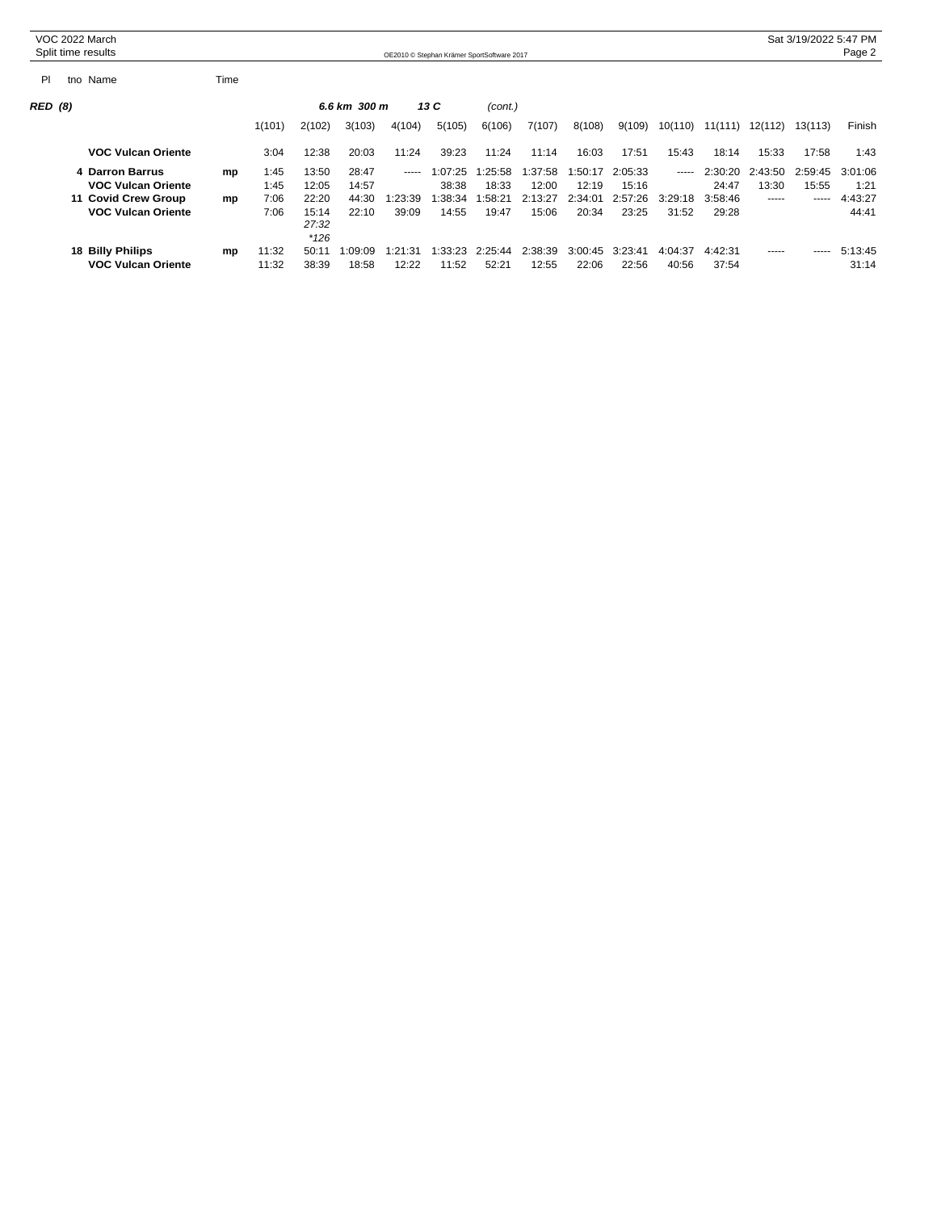| Pl | tno Name | | Time | 1(101) | 2(102) | 3(103) | 4(104) | 5(105) | 6(106) | 7(107) | 8(108) | 9(109) | 10(110) | 11(111) | 12(112) | 13(113) | Finish |
|---|---|---|---|---|---|---|---|---|---|---|---|---|---|---|---|---|---|
| ***RED (8)*** | | | | | | ***6.6 km 300 m*** | | ***13 C*** | *(cont.)* | | | | | | | | |
| | **VOC Vulcan Oriente** | | | 3:04 | 12:38 | 20:03 | 11:24 | 39:23 | 11:24 | 11:14 | 16:03 | 17:51 | 15:43 | 18:14 | 15:33 | 17:58 | 1:43 |
| | **4 Darron Barrus** | **mp** | | 1:45 | 13:50 | 28:47 | ----- | 1:07:25 | 1:25:58 | 1:37:58 | 1:50:17 | 2:05:33 | ----- | 2:30:20 | 2:43:50 | 2:59:45 | 3:01:06 |
| | **VOC Vulcan Oriente** | | | 1:45 | 12:05 | 14:57 | | 38:38 | 18:33 | 12:00 | 12:19 | 15:16 | | 24:47 | 13:30 | 15:55 | 1:21 |
| | **11 Covid Crew Group** | **mp** | | 7:06 | 22:20 | 44:30 | 1:23:39 | 1:38:34 | 1:58:21 | 2:13:27 | 2:34:01 | 2:57:26 | 3:29:18 | 3:58:46 | ----- | ----- | 4:43:27 |
| | **VOC Vulcan Oriente** | | | 7:06 | 15:14 | 22:10 | 39:09 | 14:55 | 19:47 | 15:06 | 20:34 | 23:25 | 31:52 | 29:28 | | | 44:41 |
| | | | | | *27:32* | | | | | | | | | | | | |
| | | | | | *\*126* | | | | | | | | | | | | |
| | **18 Billy Philips** | **mp** | | 11:32 | 50:11 | 1:09:09 | 1:21:31 | 1:33:23 | 2:25:44 | 2:38:39 | 3:00:45 | 3:23:41 | 4:04:37 | 4:42:31 | ----- | ----- | 5:13:45 |
| | **VOC Vulcan Oriente** | | | 11:32 | 38:39 | 18:58 | 12:22 | 11:52 | 52:21 | 12:55 | 22:06 | 22:56 | 40:56 | 37:54 | | | 31:14 |